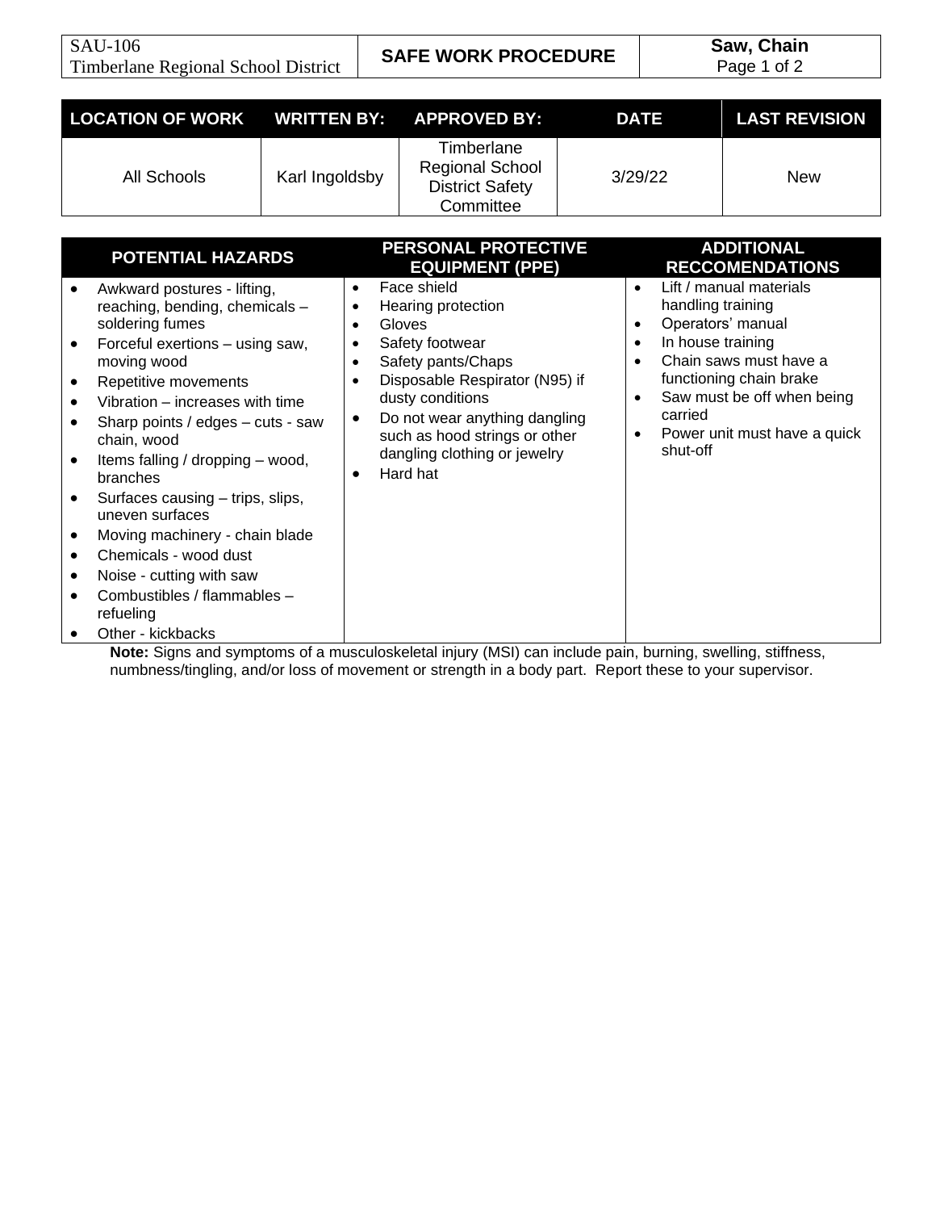| SAU-106 Timberlane Regional School District | SAFE WORK PROCEDURE | Saw, Chain |
|---|---|---|

| LOCATION OF WORK | WRITTEN BY: | APPROVED BY: | DATE | LAST REVISION |
|---|---|---|---|---|
| All Schools | Karl Ingoldsby | Timberlane Regional School District Safety Committee | 3/29/22 | New |

| POTENTIAL HAZARDS | PERSONAL PROTECTIVE EQUIPMENT (PPE) | ADDITIONAL RECCOMENDATIONS |
|---|---|---|
| • Awkward postures - lifting, reaching, bending, chemicals – soldering fumes<br>• Forceful exertions – using saw, moving wood<br>• Repetitive movements<br>• Vibration – increases with time<br>• Sharp points / edges – cuts - saw chain, wood<br>• Items falling / dropping – wood, branches<br>• Surfaces causing – trips, slips, uneven surfaces<br>• Moving machinery - chain blade<br>• Chemicals - wood dust<br>• Noise - cutting with saw<br>• Combustibles / flammables – refueling<br>• Other - kickbacks | • Face shield<br>• Hearing protection<br>• Gloves<br>• Safety footwear<br>• Safety pants/Chaps<br>• Disposable Respirator (N95) if dusty conditions<br>• Do not wear anything dangling such as hood strings or other dangling clothing or jewelry<br>• Hard hat | • Lift / manual materials handling training<br>• Operators' manual<br>• In house training<br>• Chain saws must have a functioning chain brake<br>• Saw must be off when being carried<br>• Power unit must have a quick shut-off |

**Note:** Signs and symptoms of a musculoskeletal injury (MSI) can include pain, burning, swelling, stiffness, numbness/tingling, and/or loss of movement or strength in a body part. Report these to your supervisor.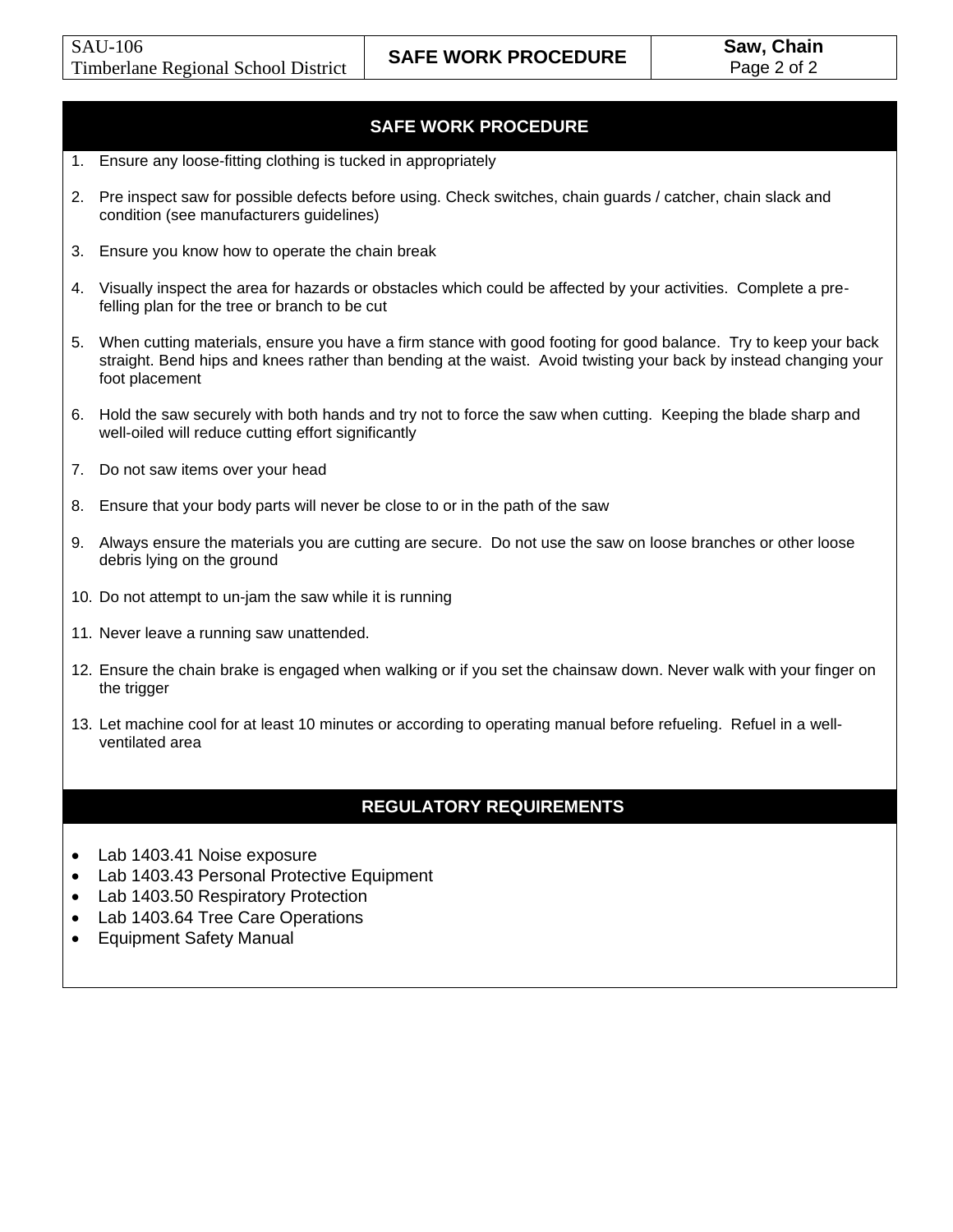## SAFE WORK PROCEDURE

1. Ensure any loose-fitting clothing is tucked in appropriately
2. Pre inspect saw for possible defects before using. Check switches, chain guards / catcher, chain slack and condition (see manufacturers guidelines)
3. Ensure you know how to operate the chain break
4. Visually inspect the area for hazards or obstacles which could be affected by your activities. Complete a pre-felling plan for the tree or branch to be cut
5. When cutting materials, ensure you have a firm stance with good footing for good balance. Try to keep your back straight. Bend hips and knees rather than bending at the waist. Avoid twisting your back by instead changing your foot placement
6. Hold the saw securely with both hands and try not to force the saw when cutting. Keeping the blade sharp and well-oiled will reduce cutting effort significantly
7. Do not saw items over your head
8. Ensure that your body parts will never be close to or in the path of the saw
9. Always ensure the materials you are cutting are secure. Do not use the saw on loose branches or other loose debris lying on the ground
10. Do not attempt to un-jam the saw while it is running
11. Never leave a running saw unattended.
12. Ensure the chain brake is engaged when walking or if you set the chainsaw down. Never walk with your finger on the trigger
13. Let machine cool for at least 10 minutes or according to operating manual before refueling. Refuel in a well-ventilated area

## REGULATORY REQUIREMENTS

- Lab 1403.41 Noise exposure
- Lab 1403.43 Personal Protective Equipment
- Lab 1403.50 Respiratory Protection
- Lab 1403.64 Tree Care Operations
- Equipment Safety Manual